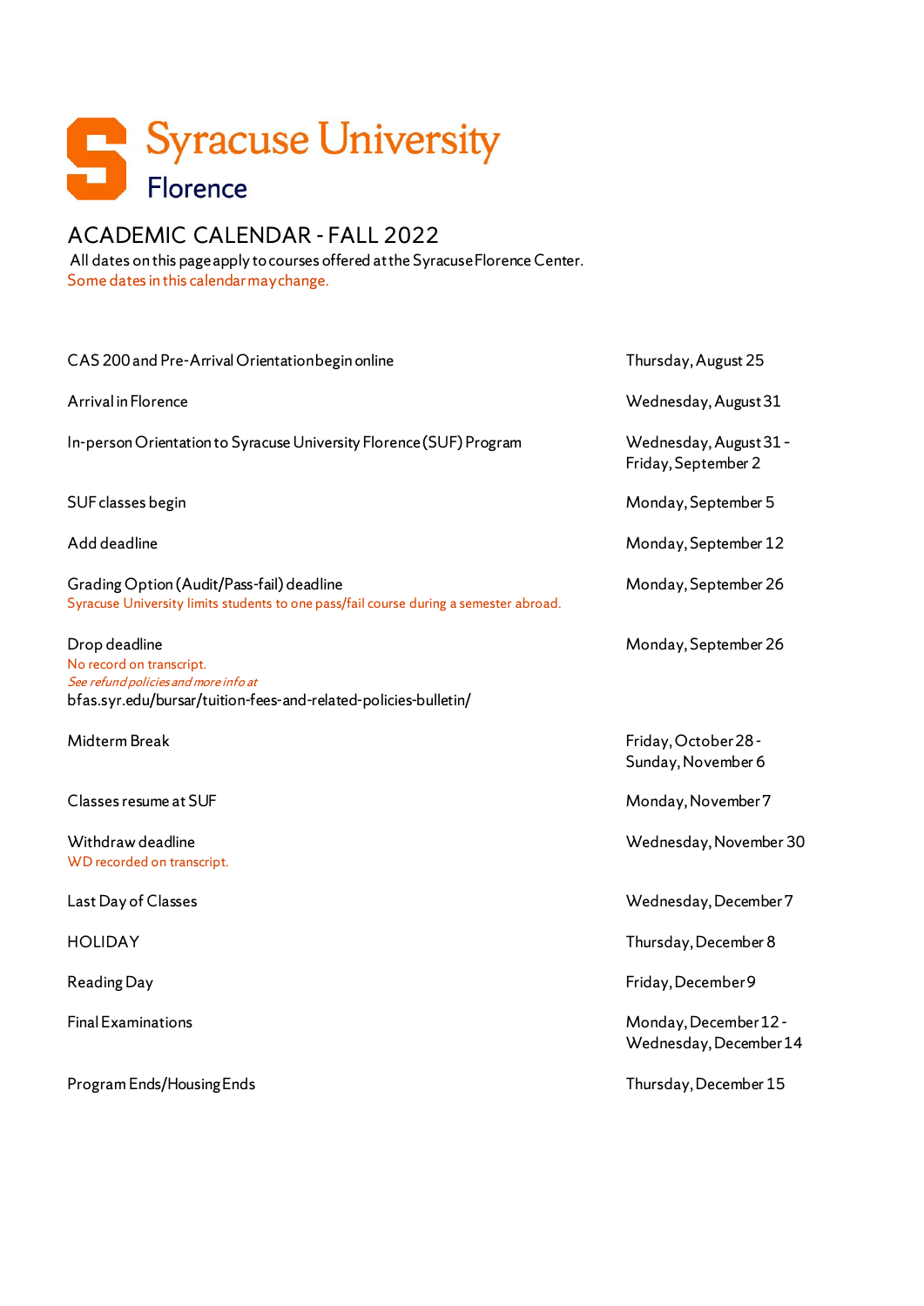# Syracuse University

## Florence

## ACADEMIC CALENDAR - FALL 2022

All dates on this page apply to courses offered at the Syracuse Florence Center.

Some dates in this calendar may change.

| | |
|---|---|
| CAS 200 and Pre-Arrival Orientation begin online | Thursday, August 25 |
| Arrival in Florence | Wednesday, August 31 |
| In-person Orientation to Syracuse University Florence (SUF) Program | Wednesday, August 31 - Friday, September 2 |
| SUF classes begin | Monday, September 5 |
| Add deadline | Monday, September 12 |
| Grading Option (Audit/Pass-fail) deadline<br>Syracuse University limits students to one pass/fail course during a semester abroad. | Monday, September 26 |
| Drop deadline<br>No record on transcript.<br>*See refund policies and more info at*<br>bfas.syr.edu/bursar/tuition-fees-and-related-policies-bulletin/ | Monday, September 26 |
| Midterm Break | Friday, October 28 - Sunday, November 6 |
| Classes resume at SUF | Monday, November 7 |
| Withdraw deadline<br>WD recorded on transcript. | Wednesday, November 30 |
| Last Day of Classes | Wednesday, December 7 |
| HOLIDAY | Thursday, December 8 |
| Reading Day | Friday, December 9 |
| Final Examinations | Monday, December 12 - Wednesday, December 14 |
| Program Ends/Housing Ends | Thursday, December 15 |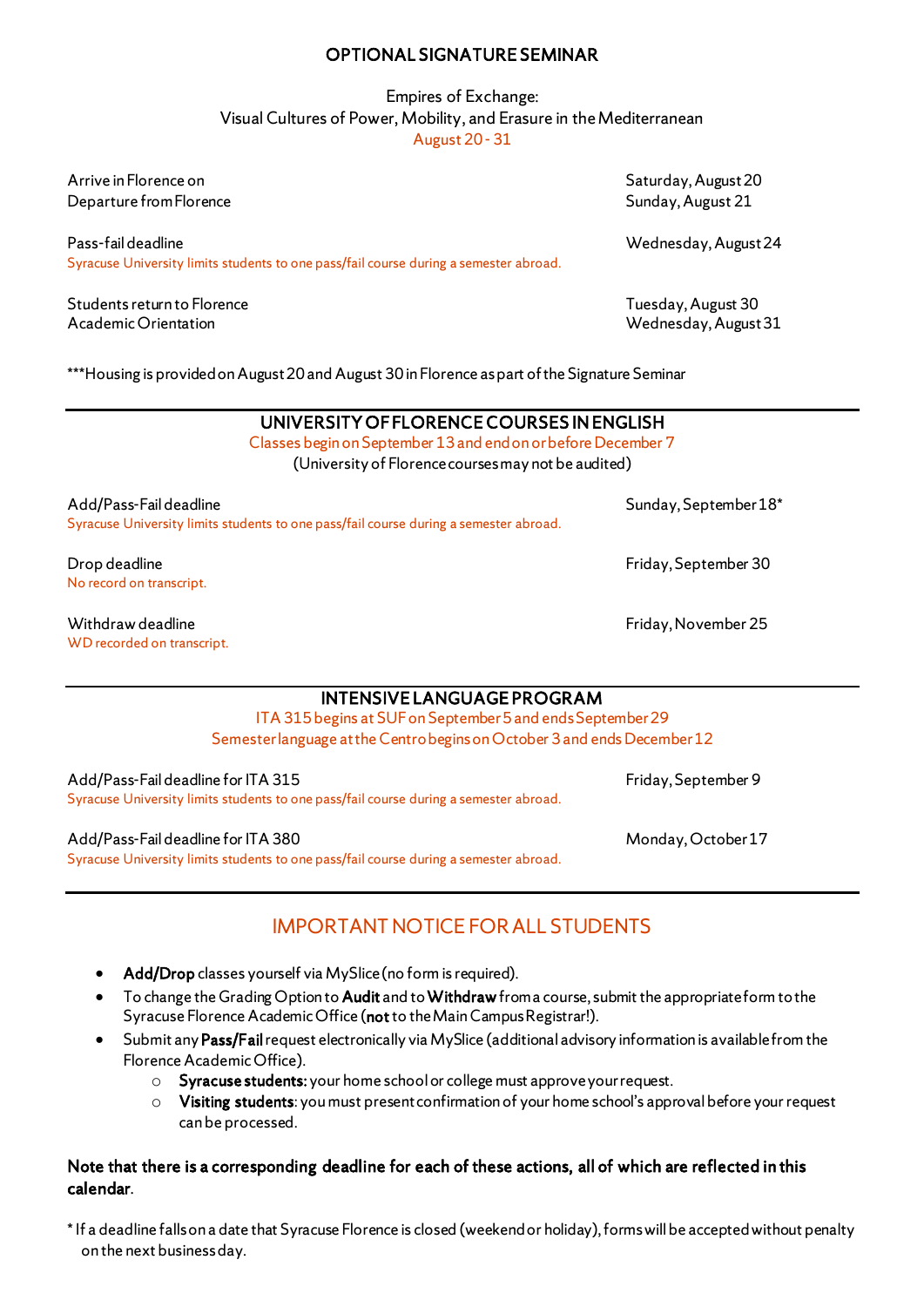## OPTIONAL SIGNATURE SEMINAR

Empires of Exchange:
Visual Cultures of Power, Mobility, and Erasure in the Mediterranean
August 20 - 31

| | |
|---|---|
| Arrive in Florence on | Saturday, August 20 |
| Departure from Florence | Sunday, August 21 |
| Pass-fail deadline<br>Syracuse University limits students to one pass/fail course during a semester abroad. | Wednesday, August 24 |
| Students return to Florence | Tuesday, August 30 |
| Academic Orientation | Wednesday, August 31 |

***Housing is provided on August 20 and August 30 in Florence as part of the Signature Seminar

## UNIVERSITY OF FLORENCE COURSES IN ENGLISH

Classes begin on September 13 and end on or before December 7
(University of Florence courses may not be audited)

| | |
|---|---|
| Add/Pass-Fail deadline<br>Syracuse University limits students to one pass/fail course during a semester abroad. | Sunday, September 18* |
| Drop deadline<br>No record on transcript. | Friday, September 30 |
| Withdraw deadline<br>WD recorded on transcript. | Friday, November 25 |

## INTENSIVE LANGUAGE PROGRAM

ITA 315 begins at SUF on September 5 and ends September 29
Semester language at the Centro begins on October 3 and ends December 12

| | |
|---|---|
| Add/Pass-Fail deadline for ITA 315<br>Syracuse University limits students to one pass/fail course during a semester abroad. | Friday, September 9 |
| Add/Pass-Fail deadline for ITA 380<br>Syracuse University limits students to one pass/fail course during a semester abroad. | Monday, October 17 |

## IMPORTANT NOTICE FOR ALL STUDENTS

- **Add/Drop** classes yourself via MySlice (no form is required).
- To change the Grading Option to **Audit** and to **Withdraw** from a course, submit the appropriate form to the Syracuse Florence Academic Office (**not** to the Main Campus Registrar!).
- Submit any **Pass/Fail** request electronically via MySlice (additional advisory information is available from the Florence Academic Office).
  - **Syracuse students**: your home school or college must approve your request.
  - **Visiting students**: you must present confirmation of your home school's approval before your request can be processed.

**Note that there is a corresponding deadline for each of these actions, all of which are reflected in this calendar**.

* If a deadline falls on a date that Syracuse Florence is closed (weekend or holiday), forms will be accepted without penalty on the next business day.